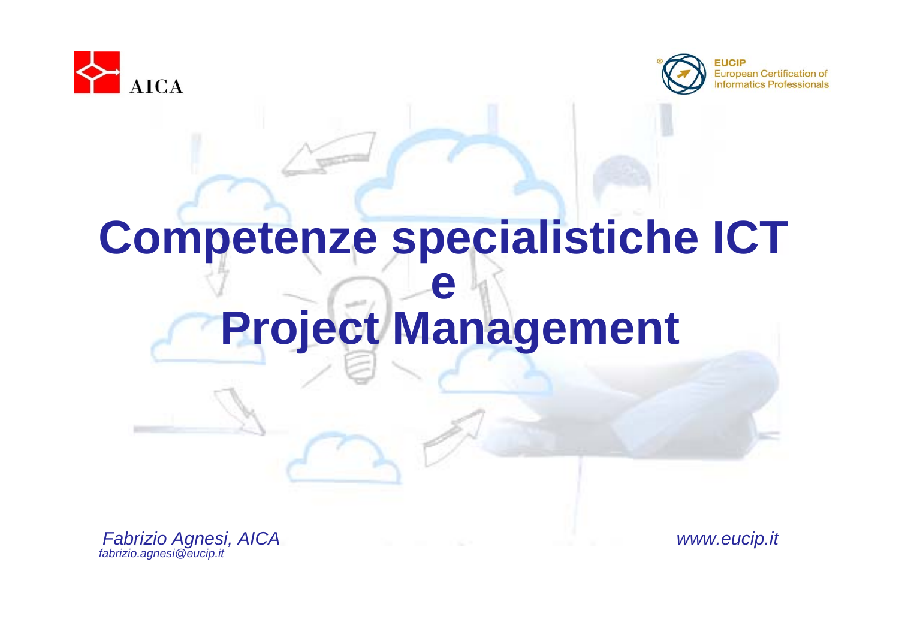AICA

EUCIP European Certification of Informatics Professionals

# Competenze specialistiche ICT e Project Management

*Fabrizio Agnesi, AICA*
*fabrizio.agnesi@eucip.it*

*www.eucip.it*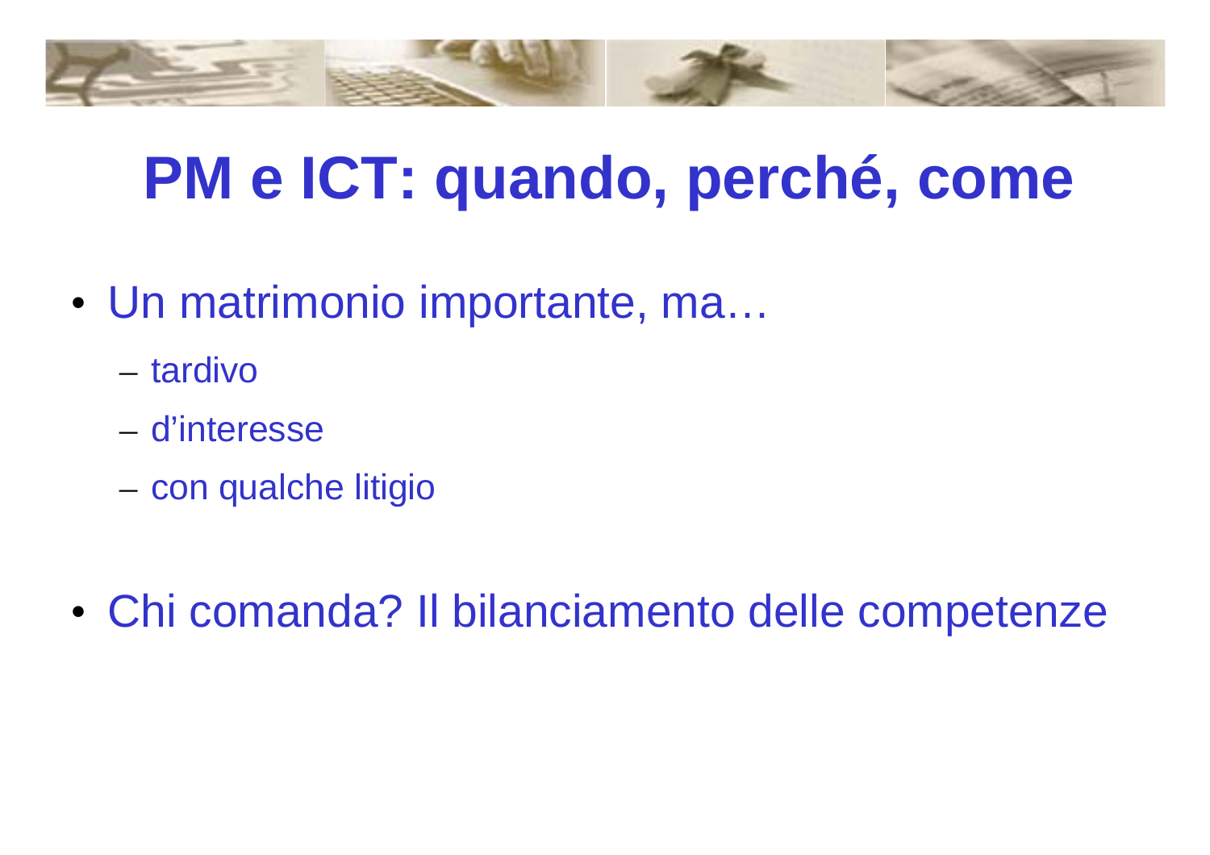# PM e ICT: quando, perché, come

- Un matrimonio importante, ma…
  - tardivo
  - d'interesse
  - con qualche litigio

- Chi comanda? Il bilanciamento delle competenze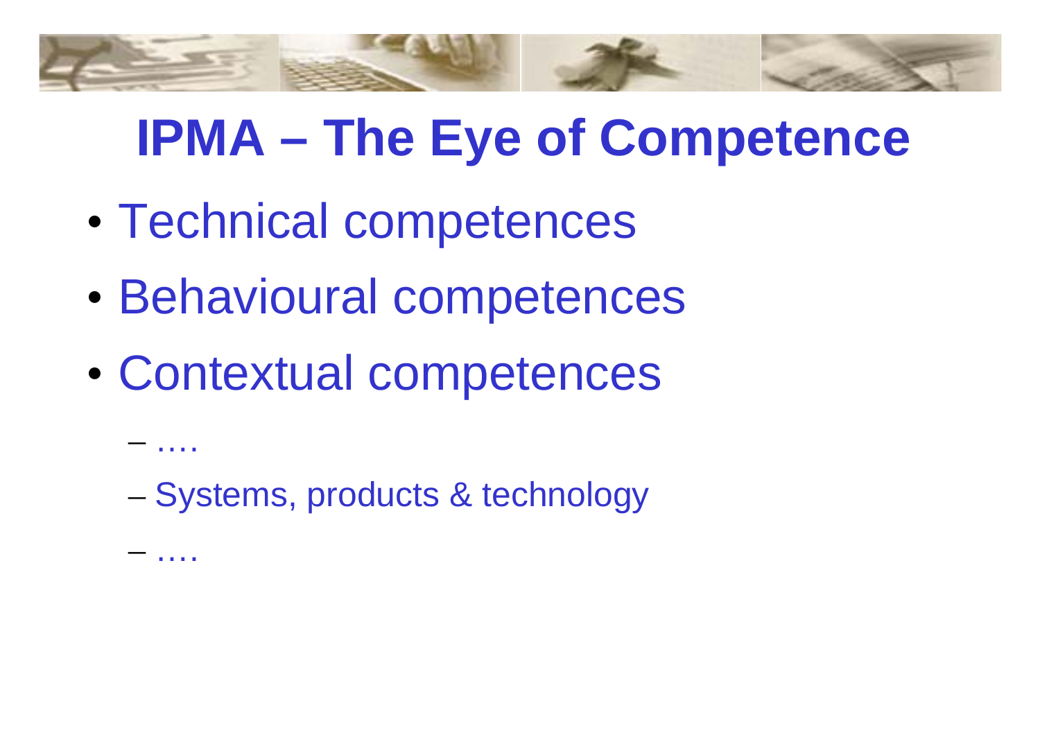# IPMA – The Eye of Competence

- Technical competences
- Behavioural competences
- Contextual competences
  - ….
  - Systems, products & technology
  - ….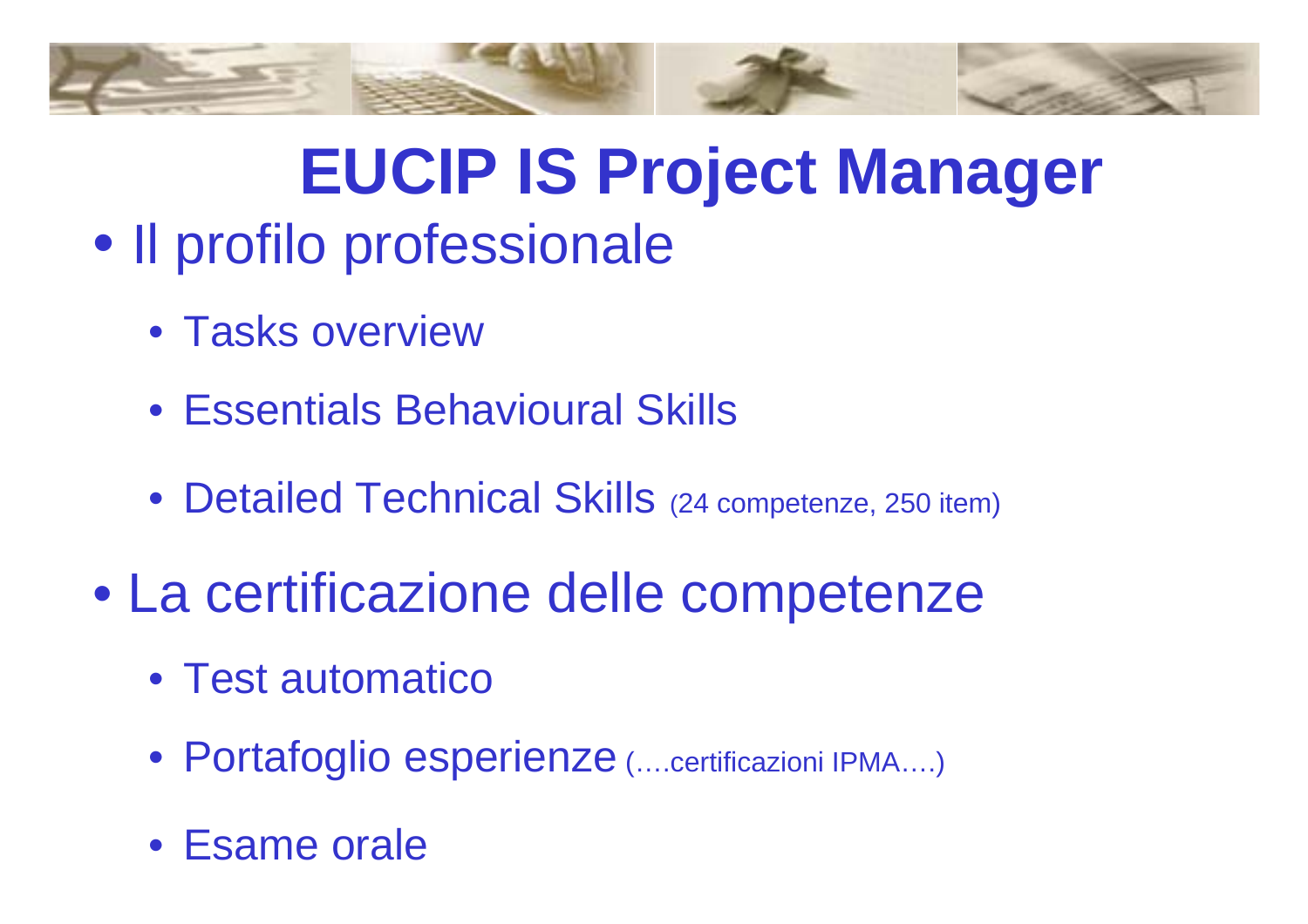# EUCIP IS Project Manager

- Il profilo professionale
  - Tasks overview
  - Essentials Behavioural Skills
  - Detailed Technical Skills (24 competenze, 250 item)
- La certificazione delle competenze
  - Test automatico
  - Portafoglio esperienze (….certificazioni IPMA….)
  - Esame orale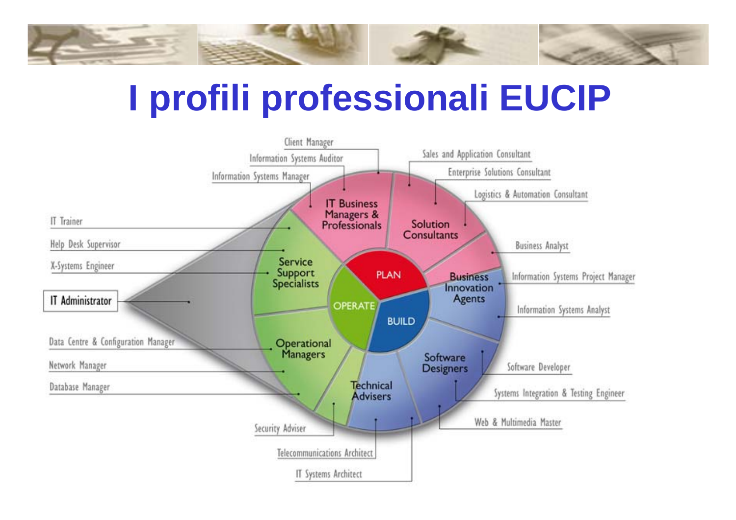# I profili professionali EUCIP

PLAN

- IT Business Managers & Professionals
  - Client Manager
  - Information Systems Auditor
  - Information Systems Manager
- Solution Consultants
  - Sales and Application Consultant
  - Enterprise Solutions Consultant
  - Logistics & Automation Consultant
- Business Analyst

BUILD

- Business Innovation Agents
  - Information Systems Project Manager
  - Information Systems Analyst
- Software Designers
  - Software Developer
  - Systems Integration & Testing Engineer
  - Web & Multimedia Master
- Technical Advisers
  - IT Systems Architect
  - Telecommunications Architect

OPERATE

- Security Adviser
- Operational Managers
  - Data Centre & Configuration Manager
  - Network Manager
  - Database Manager
- Service Support Specialists
  - IT Trainer
  - Help Desk Supervisor
  - X-Systems Engineer

IT Administrator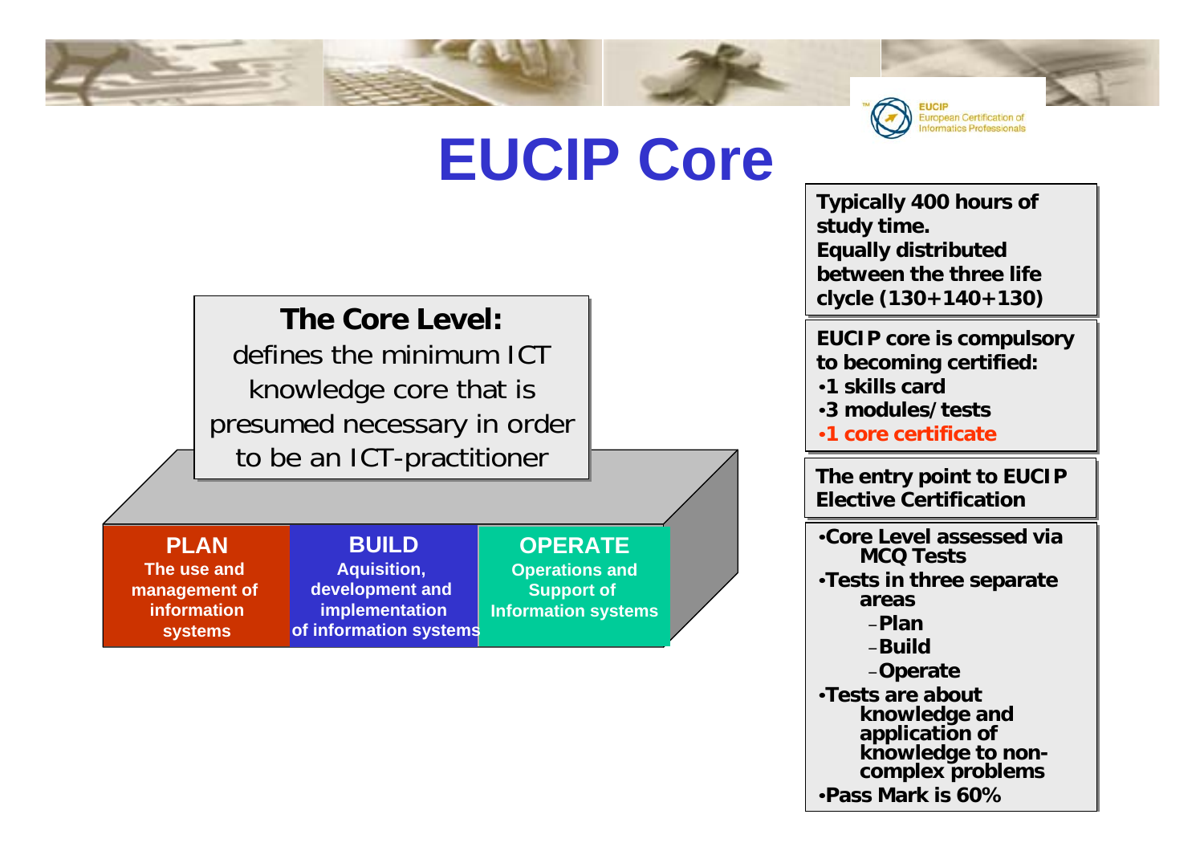# EUCIP Core

EUCIP European Certification of Informatics Professionals

**The Core Level:**
defines the minimum ICT knowledge core that is presumed necessary in order to be an ICT-practitioner

**PLAN**
The use and management of information systems

**BUILD**
Aquisition, development and implementation of information systems

**OPERATE**
Operations and Support of Information systems

**Typically 400 hours of study time.**
**Equally distributed between the three life clycle (130+140+130)**

**EUCIP core is compulsory to becoming certified:**
- **1 skills card**
- **3 modules/tests**
- **1 core certificate**

**The entry point to EUCIP Elective Certification**

- **Core Level assessed via MCQ Tests**
- **Tests in three separate areas**
  - **Plan**
  - **Build**
  - **Operate**
- **Tests are about knowledge and application of knowledge to non-complex problems**
- **Pass Mark is 60%**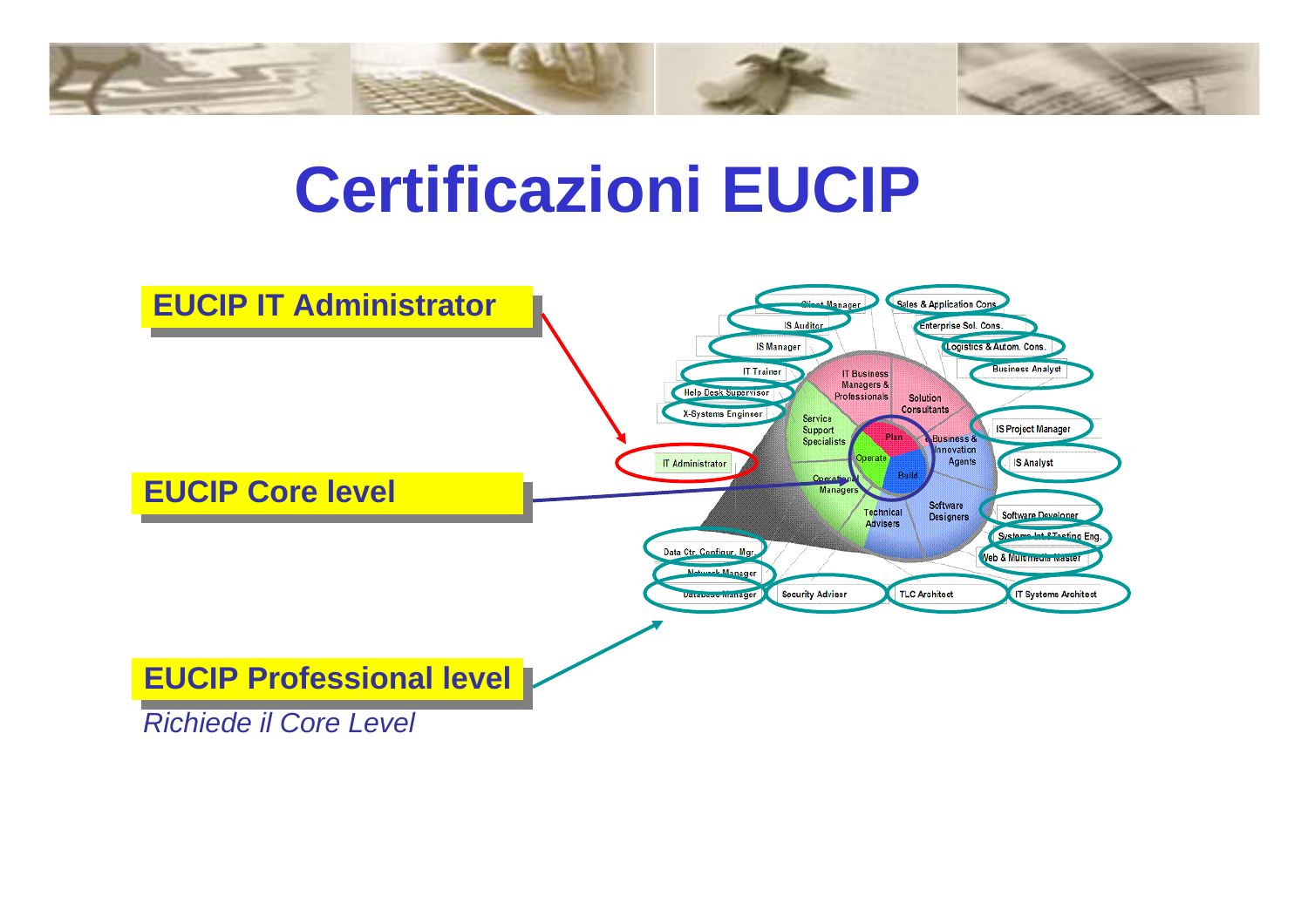# Certificazioni EUCIP

**EUCIP IT Administrator**

**EUCIP Core level**

**EUCIP Professional level**

*Richiede il Core Level*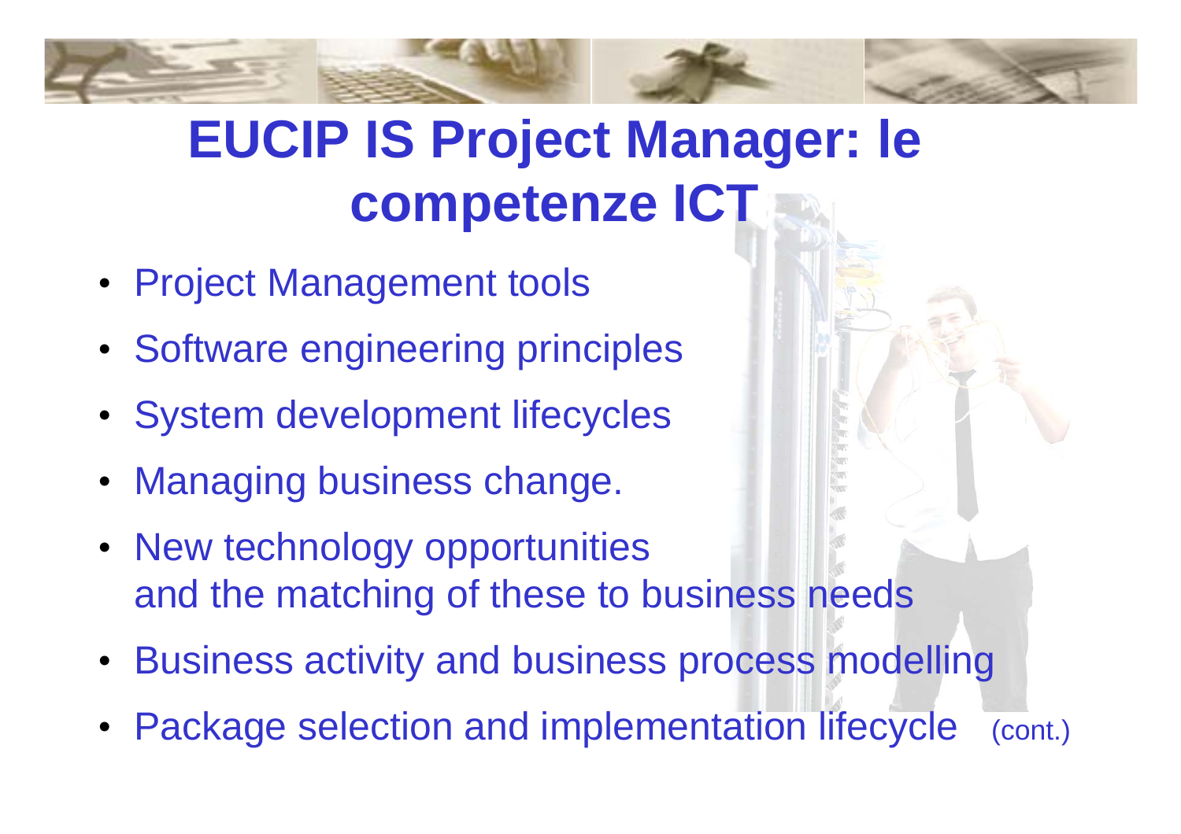# EUCIP IS Project Manager: le competenze ICT

- Project Management tools
- Software engineering principles
- System development lifecycles
- Managing business change.
- New technology opportunities and the matching of these to business needs
- Business activity and business process modelling
- Package selection and implementation lifecycle (cont.)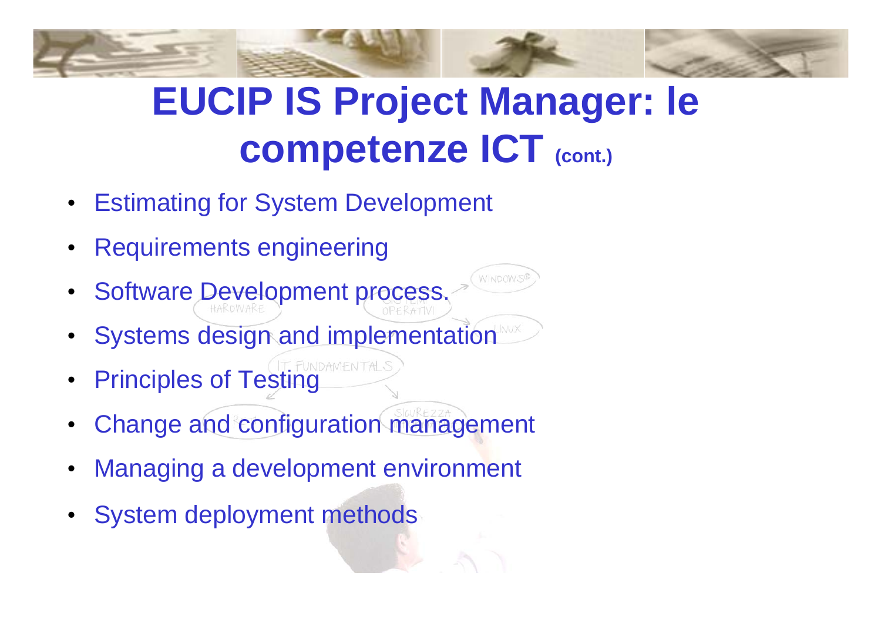# EUCIP IS Project Manager: le competenze ICT (cont.)

- Estimating for System Development
- Requirements engineering
- Software Development process.
- Systems design and implementation
- Principles of Testing
- Change and configuration management
- Managing a development environment
- System deployment methods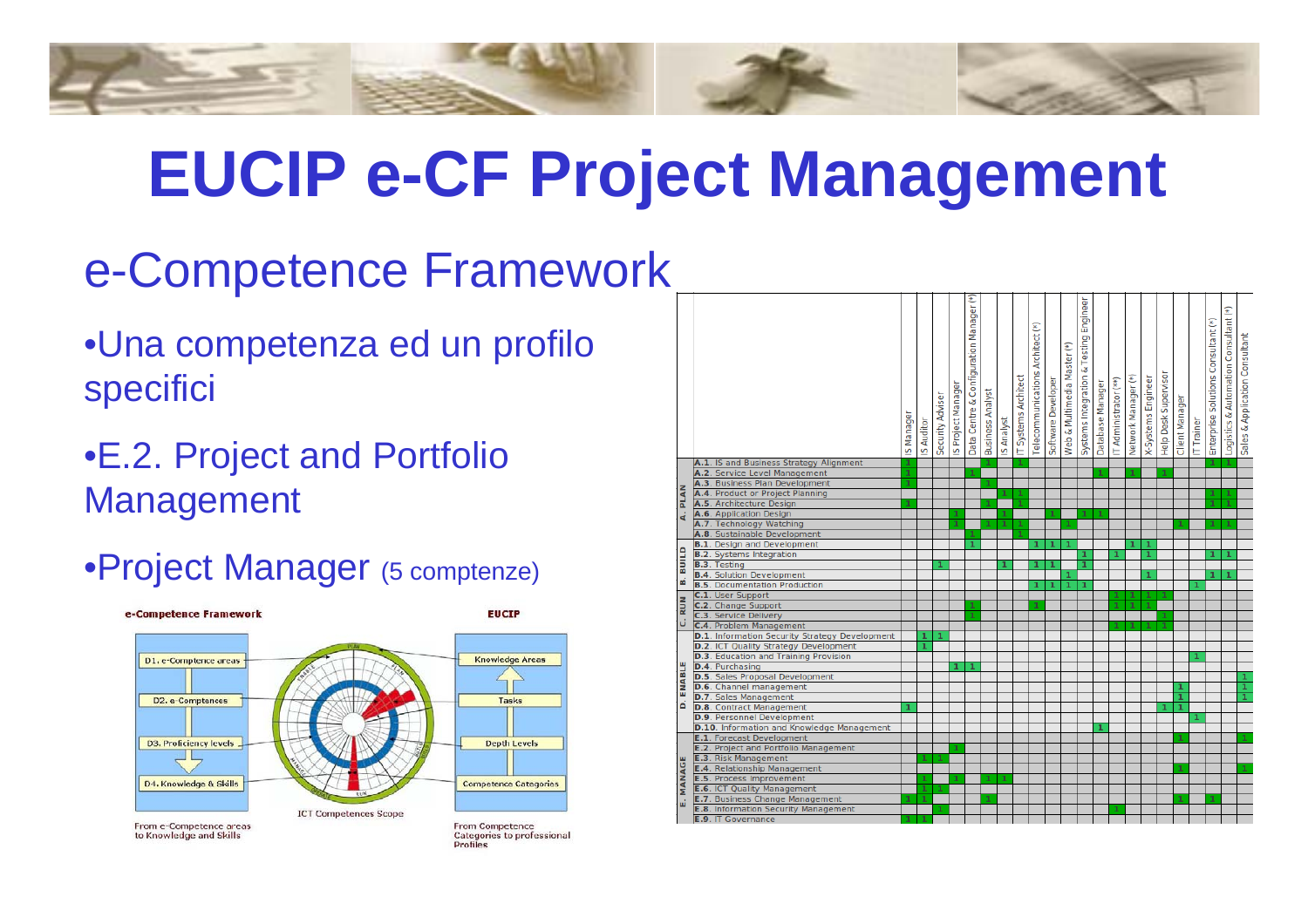# EUCIP e-CF Project Management

## e-Competence Framework

- Una competenza ed un profilo specifici
- E.2. Project and Portfolio Management
- Project Manager (5 comptenze)

**e-Competence Framework** | **EUCIP**

- D1. e-Competence areas → Knowledge Areas
- D2. e-Comptences → Tasks
- D3. Proficiency levels → Depth Levels
- D4. Knowledge & Skills → Competence Categories

ICT Competences Scope

From e-Competence areas to Knowledge and Skills

From Competence Categories to professional Profiles

| Area | Competence | IS Manager | IS Auditor | Security Adviser | IS Project Manager | Data Centre & Configuration Manager (*) | Business Analyst | IS Analyst | IT Systems Architect | Telecommunications Architect (*) | Software Developer | Web & Multimedia Master (*) | Systems Integration & Testing Engineer | Database Manager | IT Administrator (**) | Network Manager (*) | X-Systems Engineer | Help Desk Supervisor | Client Manager | IT Trainer | Enterprise Solutions Consultant (*) | Logistics & Automation Consultant (*) | Sales & Application Consultant |
|---|---|---|---|---|---|---|---|---|---|---|---|---|---|---|---|---|---|---|---|---|---|---|---|
| A. PLAN | A.1. IS and Business Strategy Alignment | 1 | | | | | 1 | | 1 | | | | | | | | | | | | 1 | 1 | |
| | A.2. Service Level Management | 1 | | | | 1 | | | | | | | | 1 | | 1 | | 1 | | | | | |
| | A.3. Business Plan Development | 1 | | | | | 1 | | | | | | | | | | | | | | | | |
| | A.4. Product or Project Planning | | | | | | | 1 | 1 | | | | | | | | | | | | 1 | 1 | |
| | A.5. Architecture Design | 1 | | | | | 1 | | 1 | | | | | | | | | | | | 1 | 1 | |
| | A.6. Application Design | | | | 1 | | | 1 | | | 1 | | 1 | 1 | | | | | | | | | |
| | A.7. Technology Watching | | | | 1 | | 1 | 1 | 1 | | | 1 | | | | | | | 1 | | 1 | 1 | |
| | A.8. Sustainable Development | | | | | 1 | | | 1 | | | | | | | | | | | | | | |
| B. BUILD | B.1. Design and Development | | | | | 1 | | | | 1 | 1 | 1 | | | | 1 | 1 | | | | | | |
| | B.2. Systems Integration | | | | | | | | | | | | 1 | | 1 | | 1 | | | | 1 | 1 | |
| | B.3. Testing | | | 1 | | | | 1 | | 1 | 1 | | 1 | | | | | | | | | | |
| | B.4. Solution Development | | | | | | | | | | | 1 | | | | | 1 | | | | 1 | 1 | |
| | B.5. Documentation Production | | | | | | | | | 1 | 1 | 1 | 1 | | | | | | | 1 | | | |
| C. RUN | C.1. User Support | | | | | | | | | | | | | | 1 | 1 | 1 | 1 | | | | | |
| | C.2. Change Support | | | | | 1 | | | | 1 | | | | | 1 | 1 | 1 | | | | | | |
| | C.3. Service Delivery | | | | | 1 | | | | | | | | | | | | 1 | | | | | |
| | C.4. Problem Management | | | | | | | | | | | | | | 1 | 1 | 1 | 1 | | | | | |
| D. ENABLE | D.1. Information Security Strategy Development | | 1 | 1 | | | | | | | | | | | | | | | | | | | |
| | D.2. ICT Quality Strategy Development | | 1 | | | | | | | | | | | | | | | | | | | | |
| | D.3. Education and Training Provision | | | | | | | | | | | | | | | | | | | 1 | | | |
| | D.4. Purchasing | | | | 1 | 1 | | | | | | | | | | | | | | | | | |
| | D.5. Sales Proposal Development | | | | | | | | | | | | | | | | | | | | | | 1 |
| | D.6. Channel management | | | | | | | | | | | | | | | | | | 1 | | | | 1 |
| | D.7. Sales Management | | | | | | | | | | | | | | | | | | 1 | | | | 1 |
| | D.8. Contract Management | 1 | | | | | | | | | | | | | | | | 1 | 1 | | | | |
| | D.9. Personnel Development | | | | | | | | | | | | | | | | | | | 1 | | | |
| | D.10. Information and Knowledge Management | | | | | | | | | | | | | 1 | | | | | | | | | |
| E. MANAGE | E.1. Forecast Development | | | | | | | | | | | | | | | | | | 1 | | | | 1 |
| | E.2. Project and Portfolio Management | | | | 1 | | | | | | | | | | | | | | | | | | |
| | E.3. Risk Management | | 1 | 1 | | | | | | | | | | | | | | | | | | | |
| | E.4. Relationship Management | | | | | | | | | | | | | | | | | | 1 | | | | 1 |
| | E.5. Process Improvement | | 1 | | 1 | | 1 | 1 | | | | | | | | | | | | | | | |
| | E.6. ICT Quality Management | | 1 | 1 | | | | | | | | | | | | | | | | | | | |
| | E.7. Business Change Management | 1 | 1 | | | | 1 | | | | | | | | | | | | 1 | | 1 | | |
| | E.8. Information Security Management | | | 1 | | | | | | | | | | | 1 | | | | | | | | |
| | E.9. IT Governance | 1 | 1 | | | | | | | | | | | | | | | | | | | | |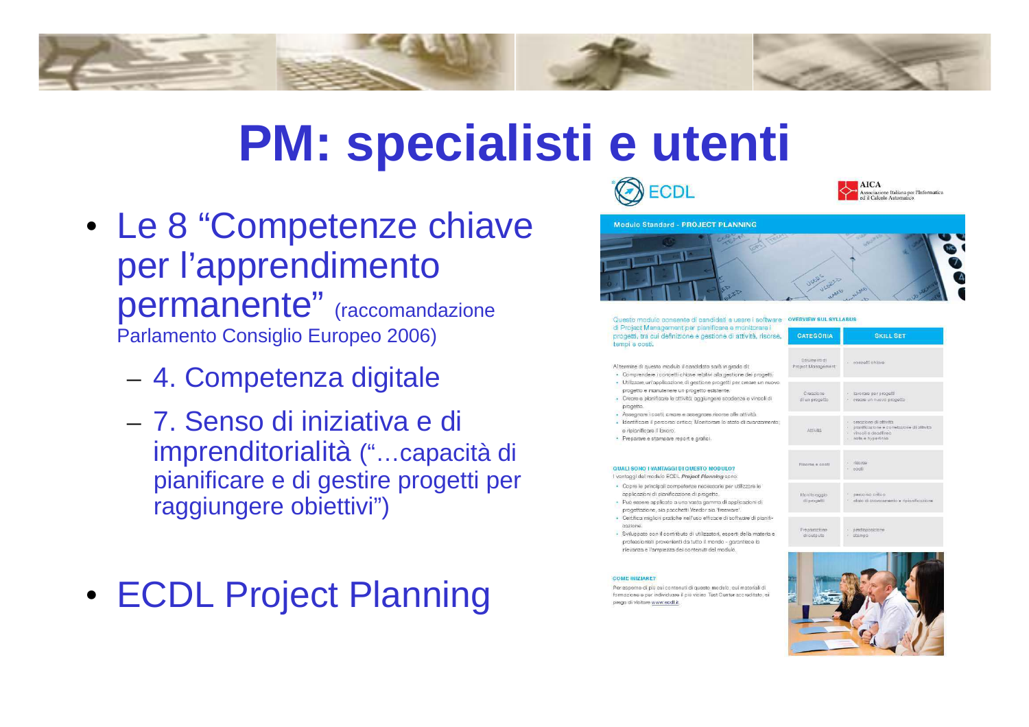# PM: specialisti e utenti

- Le 8 “Competenze chiave per l’apprendimento permanente” (raccomandazione Parlamento Consiglio Europeo 2006)
  - 4. Competenza digitale
  - 7. Senso di iniziativa e di imprenditorialità (“…capacità di pianificare e di gestire progetti per raggiungere obiettivi”)

- ECDL Project Planning

ECDL

AICA Associazione Italiana per l'Informatica ed il Calcolo Automatico

**Modulo Standard - PROJECT PLANNING**

Questo modulo consente ai candidati a usare i software di Project Management per pianificare e monitorare i progetti, tra cui definizione e gestione di attività, risorse, tempi e costi.

Al termine di questo modulo il candidato sarà in grado di:

- Comprendere i concetti chiave relativi alla gestione dei progetti.
- Utilizzare un'applicazione di gestione progetti per creare un nuovo progetto e manutenere un progetto esistente.
- Creare e pianificare le attività; aggiungere scadenze e vincoli di progetto.
- Assegnare i costi, creare e assegnare risorse alle attività.
- Identificare il percorso critico; Monitorare lo stato di avanzamento e ripianificare il lavoro.
- Preparare e stampare report e grafici.

**QUALI SONO I VANTAGGI DI QUESTO MODULO?**

I vantaggi del modulo ECDL *Project Planning* sono:

- Copre le principali competenze necessarie per utilizzare le applicazioni di pianificazione di progetto.
- Può essere applicato a una vasta gamma di applicazioni di progettazione, sia pacchetti Vendor sia 'freeware'.
- Certifica migliori pratiche nell'uso efficace di software di pianificazione.
- Sviluppato con il contributo di utilizzatori, esperti della materia e professionisti provenienti da tutto il mondo - garantisce la rilevanza e l'ampiezza dei contenuti del modulo.

**COME INIZIARE?**

Per saperne di più sui contenuti di questo modulo, sui materiali di formazione o per individuare il più vicino Test Center accreditato, si prega di visitare www.ecdl.it

**OVERVIEW SUL SYLLABUS**

| CATEGORIA | SKILL SET |
| --- | --- |
| Strumenti di Project Management | concetti chiave |
| Creazione di un progetto | lavorare per progetti; creare un nuovo progetto |
| Attività | creazione di attività; pianificazione e correlazione di attività; vincoli e deadline; note e hyperlinks |
| Risorse e costi | risorse; costi |
| Monitoraggio di progetti | percorso critico; stato di avanzamento e ripianificazione |
| Preparazione di output | predisposizione; stampa |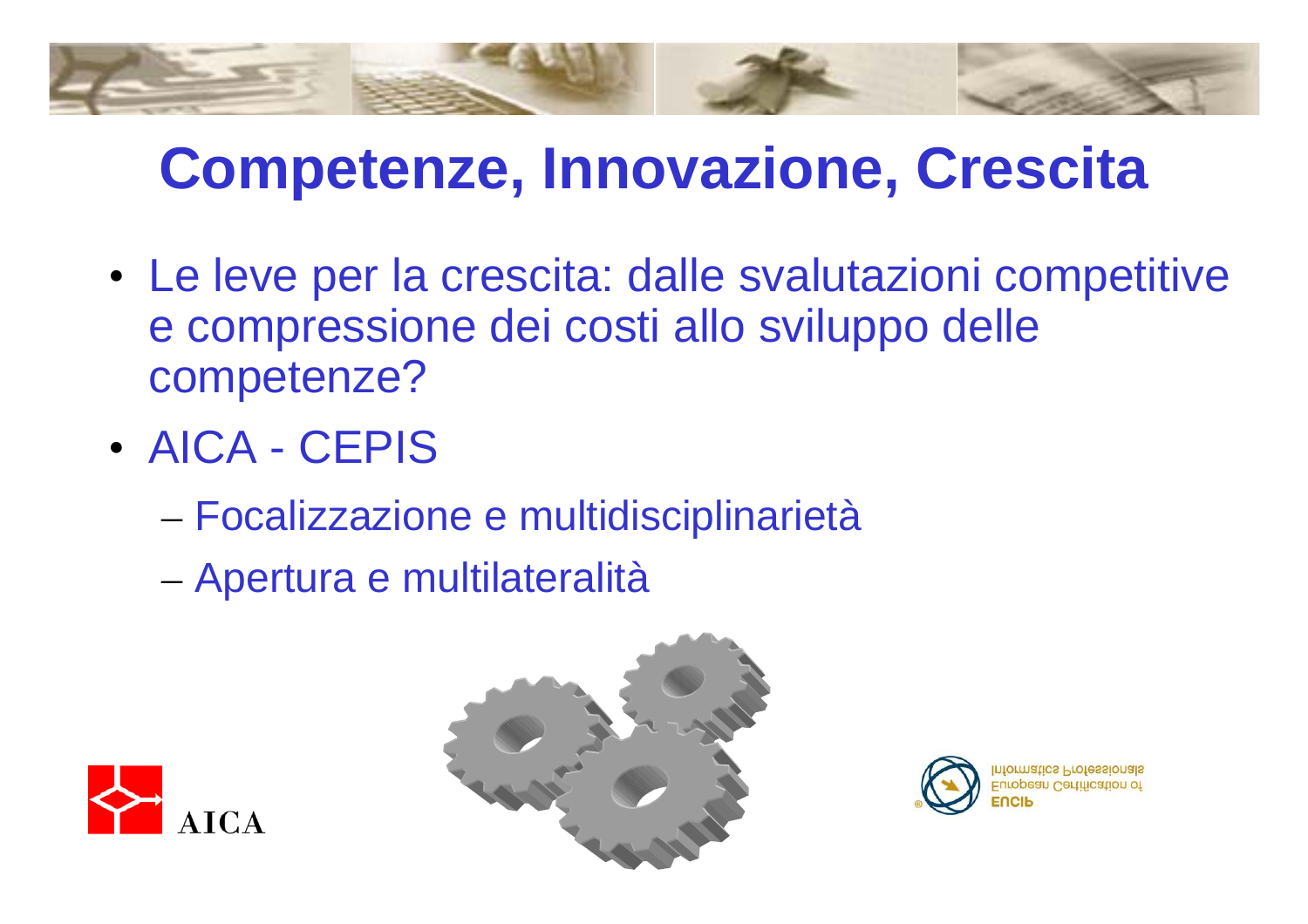# Competenze, Innovazione, Crescita

- Le leve per la crescita: dalle svalutazioni competitive e compressione dei costi allo sviluppo delle competenze?
- AICA - CEPIS
  - Focalizzazione e multidisciplinarietà
  - Apertura e multilateralità